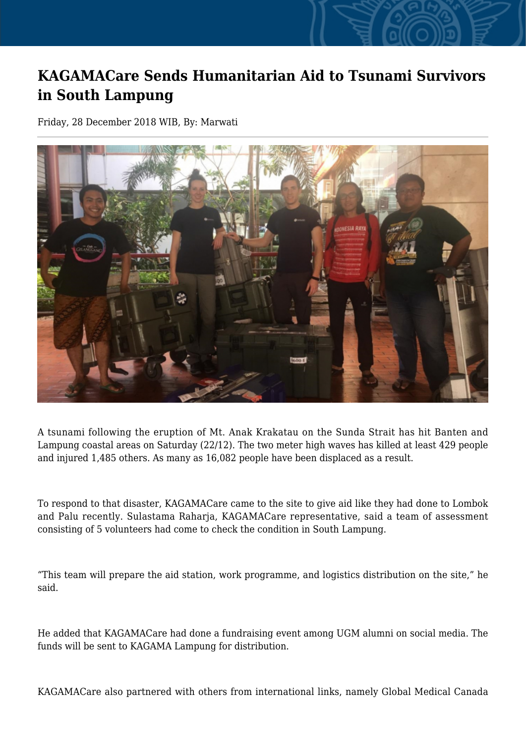# KAGAMACare Sends Humanitarian Aid to Tsunami Survivors in South Lampung

Friday, 28 December 2018 WIB, By: Marwati

A tsunami following the eruption of Mt. Anak Krakatau on the Sunda Strait has hit Banten and Lampung coastal areas on Saturday (22/12). The two meter high waves has killed at least 429 people and injured 1,485 others. As many as 16,082 people have been displaced as a result.

To respond to that disaster, KAGAMACare came to the site to give aid like they had done to Lombok and Palu recently. Sulastama Raharja, KAGAMACare representative, said a team of assessment consisting of 5 volunteers had come to check the condition in South Lampung.

"This team will prepare the aid station, work programme, and logistics distribution on the site," he said.

He added that KAGAMACare had done a fundraising event among UGM alumni on social media. The funds will be sent to KAGAMA Lampung for distribution.

KAGAMACare also partnered with others from international links, namely Global Medical Canada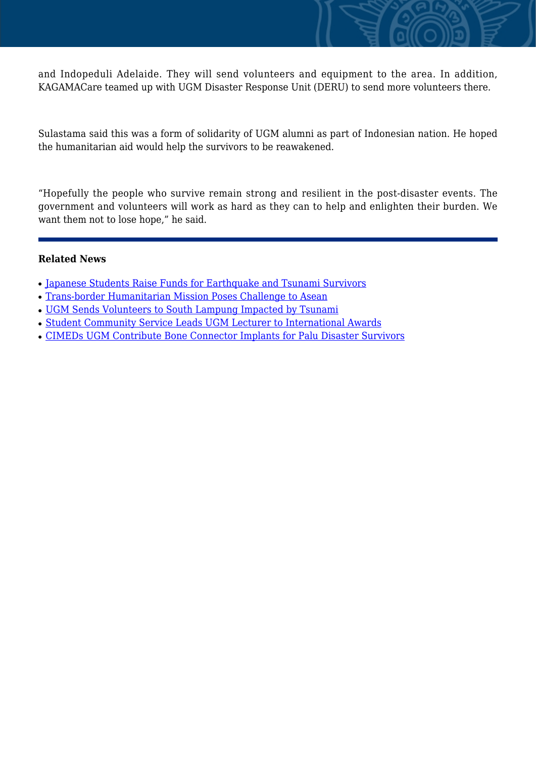and Indopeduli Adelaide. They will send volunteers and equipment to the area. In addition, KAGAMACare teamed up with UGM Disaster Response Unit (DERU) to send more volunteers there.

Sulastama said this was a form of solidarity of UGM alumni as part of Indonesian nation. He hoped the humanitarian aid would help the survivors to be reawakened.

“Hopefully the people who survive remain strong and resilient in the post-disaster events. The government and volunteers will work as hard as they can to help and enlighten their burden. We want them not to lose hope,” he said.

---

**Related News**

- Japanese Students Raise Funds for Earthquake and Tsunami Survivors
- Trans-border Humanitarian Mission Poses Challenge to Asean
- UGM Sends Volunteers to South Lampung Impacted by Tsunami
- Student Community Service Leads UGM Lecturer to International Awards
- CIMEDs UGM Contribute Bone Connector Implants for Palu Disaster Survivors